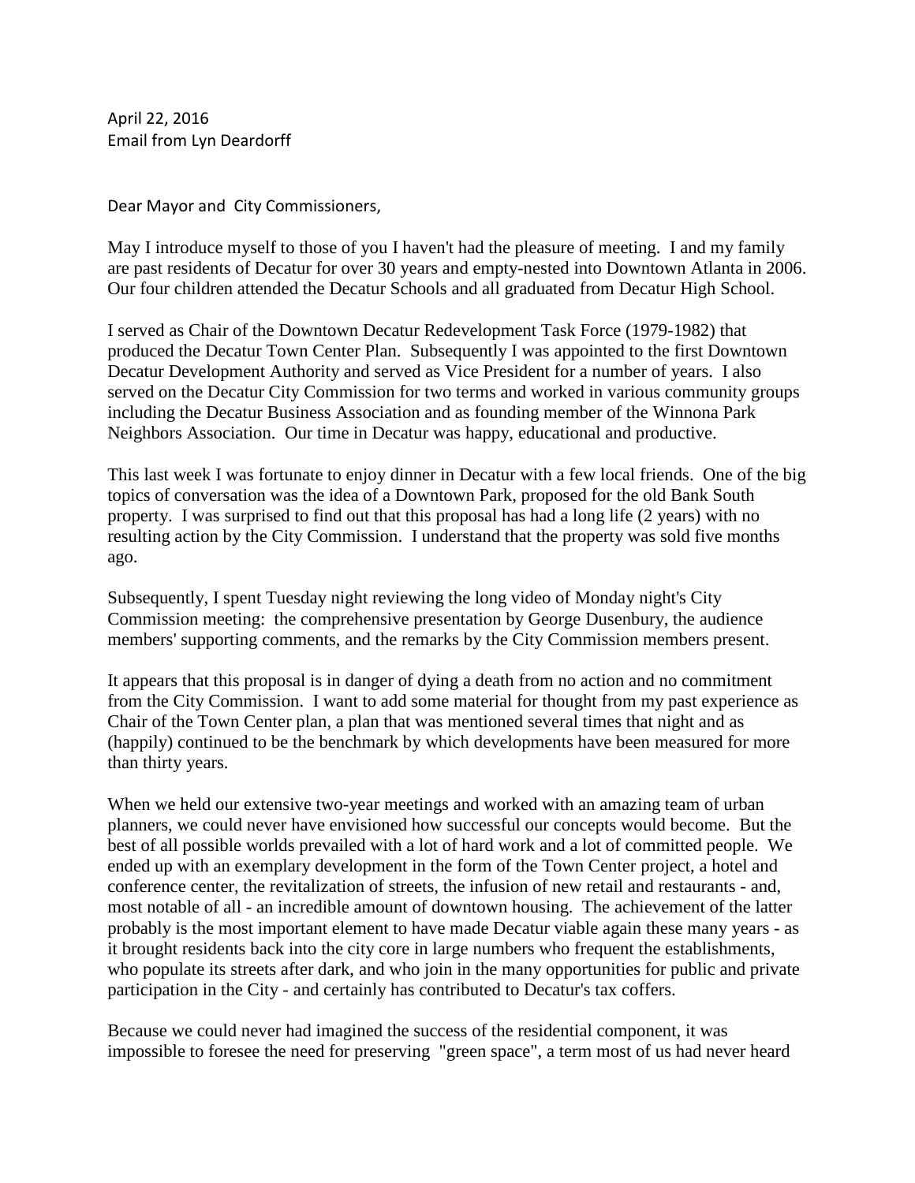April 22, 2016
Email from Lyn Deardorff

Dear Mayor and City Commissioners,

May I introduce myself to those of you I haven't had the pleasure of meeting. I and my family are past residents of Decatur for over 30 years and empty-nested into Downtown Atlanta in 2006. Our four children attended the Decatur Schools and all graduated from Decatur High School.

I served as Chair of the Downtown Decatur Redevelopment Task Force (1979-1982) that produced the Decatur Town Center Plan. Subsequently I was appointed to the first Downtown Decatur Development Authority and served as Vice President for a number of years. I also served on the Decatur City Commission for two terms and worked in various community groups including the Decatur Business Association and as founding member of the Winnona Park Neighbors Association. Our time in Decatur was happy, educational and productive.

This last week I was fortunate to enjoy dinner in Decatur with a few local friends. One of the big topics of conversation was the idea of a Downtown Park, proposed for the old Bank South property. I was surprised to find out that this proposal has had a long life (2 years) with no resulting action by the City Commission. I understand that the property was sold five months ago.

Subsequently, I spent Tuesday night reviewing the long video of Monday night's City Commission meeting: the comprehensive presentation by George Dusenbury, the audience members' supporting comments, and the remarks by the City Commission members present.

It appears that this proposal is in danger of dying a death from no action and no commitment from the City Commission. I want to add some material for thought from my past experience as Chair of the Town Center plan, a plan that was mentioned several times that night and as (happily) continued to be the benchmark by which developments have been measured for more than thirty years.

When we held our extensive two-year meetings and worked with an amazing team of urban planners, we could never have envisioned how successful our concepts would become. But the best of all possible worlds prevailed with a lot of hard work and a lot of committed people. We ended up with an exemplary development in the form of the Town Center project, a hotel and conference center, the revitalization of streets, the infusion of new retail and restaurants - and, most notable of all - an incredible amount of downtown housing. The achievement of the latter probably is the most important element to have made Decatur viable again these many years - as it brought residents back into the city core in large numbers who frequent the establishments, who populate its streets after dark, and who join in the many opportunities for public and private participation in the City - and certainly has contributed to Decatur's tax coffers.

Because we could never had imagined the success of the residential component, it was impossible to foresee the need for preserving "green space", a term most of us had never heard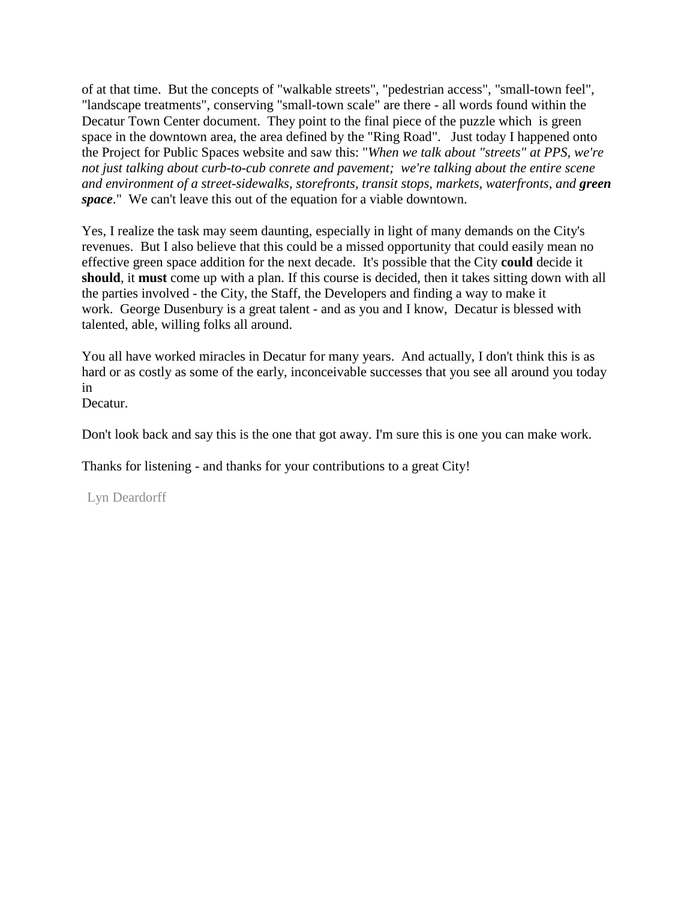of at that time. But the concepts of "walkable streets", "pedestrian access", "small-town feel", "landscape treatments", conserving "small-town scale" are there - all words found within the Decatur Town Center document. They point to the final piece of the puzzle which is green space in the downtown area, the area defined by the "Ring Road". Just today I happened onto the Project for Public Spaces website and saw this: "*When we talk about "streets" at PPS, we're not just talking about curb-to-cub conrete and pavement; we're talking about the entire scene and environment of a street-sidewalks, storefronts, transit stops, markets, waterfronts, and* ***green space***." We can't leave this out of the equation for a viable downtown.

Yes, I realize the task may seem daunting, especially in light of many demands on the City's revenues. But I also believe that this could be a missed opportunity that could easily mean no effective green space addition for the next decade. It's possible that the City **could** decide it **should**, it **must** come up with a plan. If this course is decided, then it takes sitting down with all the parties involved - the City, the Staff, the Developers and finding a way to make it work. George Dusenbury is a great talent - and as you and I know, Decatur is blessed with talented, able, willing folks all around.

You all have worked miracles in Decatur for many years. And actually, I don't think this is as hard or as costly as some of the early, inconceivable successes that you see all around you today in
Decatur.

Don't look back and say this is the one that got away. I'm sure this is one you can make work.

Thanks for listening - and thanks for your contributions to a great City!

Lyn Deardorff